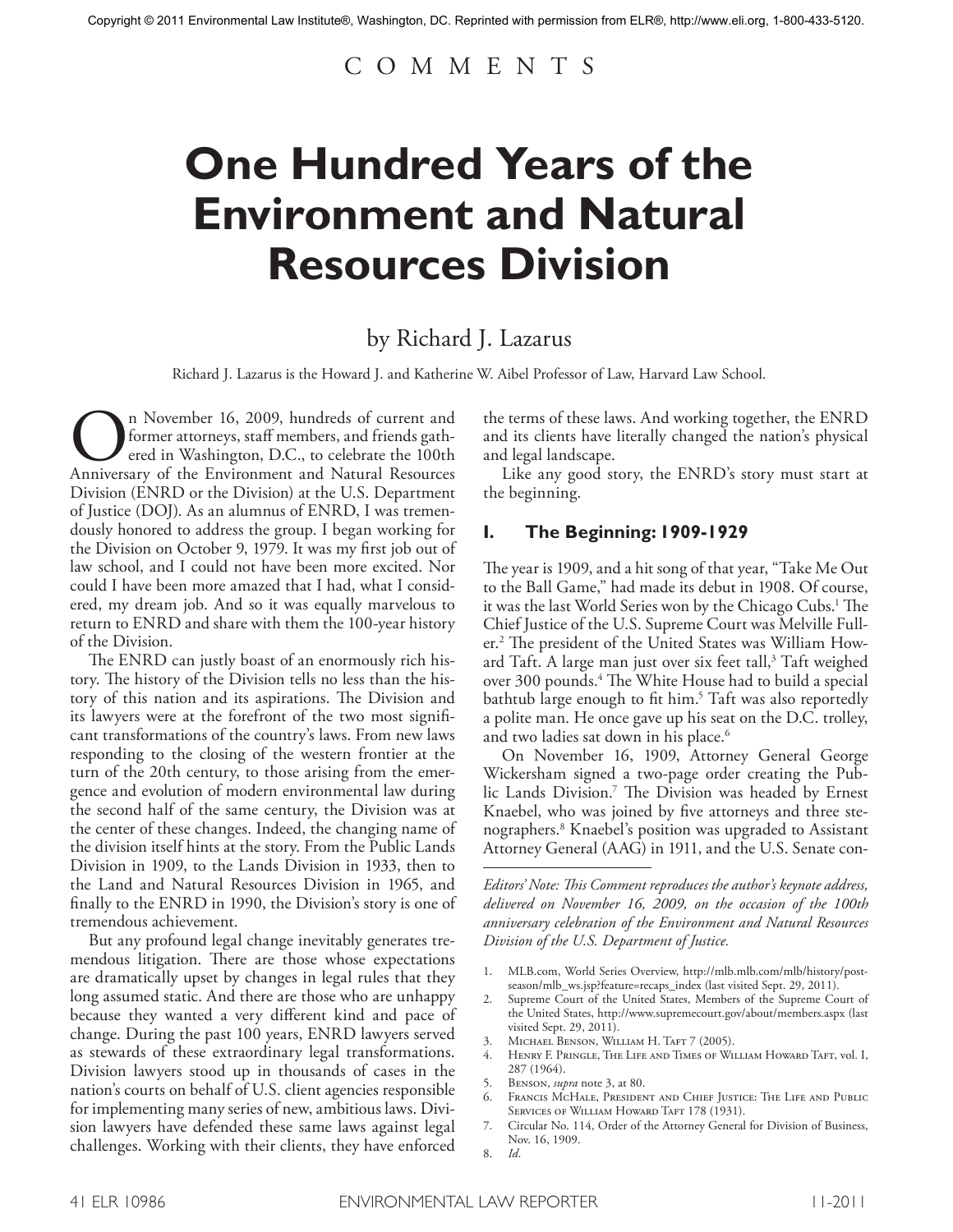Copyright © 2011 Environmental Law Institute®, Washington, DC. Reprinted with permission from ELR®, http://www.eli.org, 1-800-433-5120.

C O M M E N T S

# One Hundred Years of the Environment and Natural Resources Division

by Richard J. Lazarus

Richard J. Lazarus is the Howard J. and Katherine W. Aibel Professor of Law, Harvard Law School.

On November 16, 2009, hundreds of current and former attorneys, staff members, and friends gathered in Washington, D.C., to celebrate the 100th Anniversary of the Environment and Natural Resources Division (ENRD or the Division) at the U.S. Department of Justice (DOJ). As an alumnus of ENRD, I was tremendously honored to address the group. I began working for the Division on October 9, 1979. It was my first job out of law school, and I could not have been more excited. Nor could I have been more amazed that I had, what I considered, my dream job. And so it was equally marvelous to return to ENRD and share with them the 100-year history of the Division.

The ENRD can justly boast of an enormously rich history. The history of the Division tells no less than the history of this nation and its aspirations. The Division and its lawyers were at the forefront of the two most significant transformations of the country's laws. From new laws responding to the closing of the western frontier at the turn of the 20th century, to those arising from the emergence and evolution of modern environmental law during the second half of the same century, the Division was at the center of these changes. Indeed, the changing name of the division itself hints at the story. From the Public Lands Division in 1909, to the Lands Division in 1933, then to the Land and Natural Resources Division in 1965, and finally to the ENRD in 1990, the Division's story is one of tremendous achievement.

But any profound legal change inevitably generates tremendous litigation. There are those whose expectations are dramatically upset by changes in legal rules that they long assumed static. And there are those who are unhappy because they wanted a very different kind and pace of change. During the past 100 years, ENRD lawyers served as stewards of these extraordinary legal transformations. Division lawyers stood up in thousands of cases in the nation's courts on behalf of U.S. client agencies responsible for implementing many series of new, ambitious laws. Division lawyers have defended these same laws against legal challenges. Working with their clients, they have enforced the terms of these laws. And working together, the ENRD and its clients have literally changed the nation's physical and legal landscape.

Like any good story, the ENRD's story must start at the beginning.

## I. The Beginning: 1909-1929

The year is 1909, and a hit song of that year, "Take Me Out to the Ball Game," had made its debut in 1908. Of course, it was the last World Series won by the Chicago Cubs.[1] The Chief Justice of the U.S. Supreme Court was Melville Fuller.[2] The president of the United States was William Howard Taft. A large man just over six feet tall,[3] Taft weighed over 300 pounds.[4] The White House had to build a special bathtub large enough to fit him.[5] Taft was also reportedly a polite man. He once gave up his seat on the D.C. trolley, and two ladies sat down in his place.[6]

On November 16, 1909, Attorney General George Wickersham signed a two-page order creating the Public Lands Division.[7] The Division was headed by Ernest Knaebel, who was joined by five attorneys and three stenographers.[8] Knaebel's position was upgraded to Assistant Attorney General (AAG) in 1911, and the U.S. Senate con-

*Editors' Note: This Comment reproduces the author's keynote address, delivered on November 16, 2009, on the occasion of the 100th anniversary celebration of the Environment and Natural Resources Division of the U.S. Department of Justice.*

1. MLB.com, World Series Overview, http://mlb.mlb.com/mlb/history/postseason/mlb_ws.jsp?feature=recaps_index (last visited Sept. 29, 2011).
2. Supreme Court of the United States, Members of the Supreme Court of the United States, http://www.supremecourt.gov/about/members.aspx (last visited Sept. 29, 2011).
3. Michael Benson, William H. Taft 7 (2005).
4. Henry F. Pringle, The Life and Times of William Howard Taft, vol. I, 287 (1964).
5. Benson, *supra* note 3, at 80.
6. Francis McHale, President and Chief Justice: The Life and Public Services of William Howard Taft 178 (1931).
7. Circular No. 114, Order of the Attorney General for Division of Business, Nov. 16, 1909.
8. *Id.*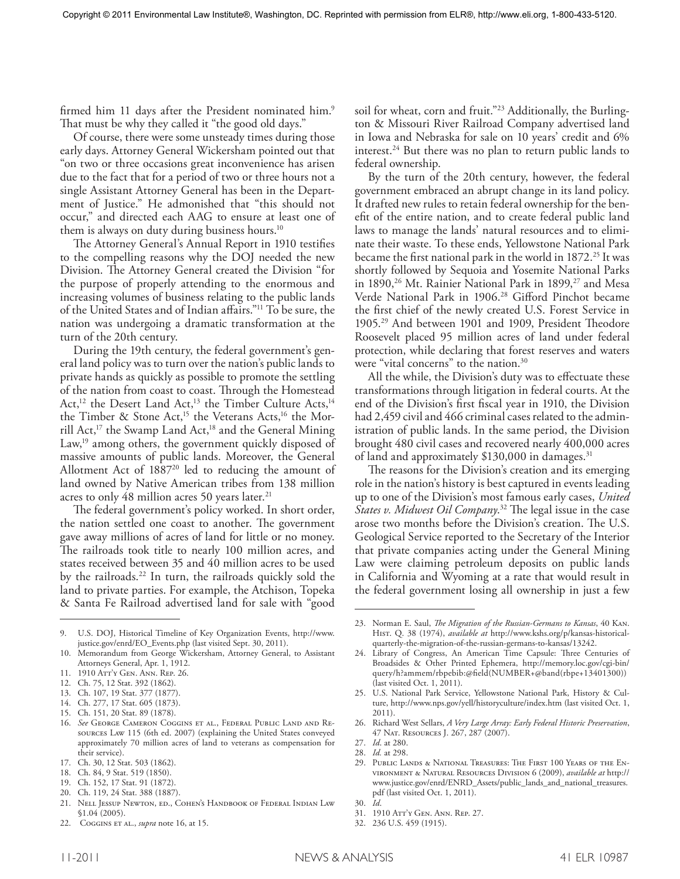firmed him 11 days after the President nominated him.[9] That must be why they called it "the good old days."

Of course, there were some unsteady times during those early days. Attorney General Wickersham pointed out that "on two or three occasions great inconvenience has arisen due to the fact that for a period of two or three hours not a single Assistant Attorney General has been in the Department of Justice." He admonished that "this should not occur," and directed each AAG to ensure at least one of them is always on duty during business hours.[10]

The Attorney General's Annual Report in 1910 testifies to the compelling reasons why the DOJ needed the new Division. The Attorney General created the Division "for the purpose of properly attending to the enormous and increasing volumes of business relating to the public lands of the United States and of Indian affairs."[11] To be sure, the nation was undergoing a dramatic transformation at the turn of the 20th century.

During the 19th century, the federal government's general land policy was to turn over the nation's public lands to private hands as quickly as possible to promote the settling of the nation from coast to coast. Through the Homestead Act,[12] the Desert Land Act,[13] the Timber Culture Acts,[14] the Timber & Stone Act,[15] the Veterans Acts,[16] the Morrill Act,[17] the Swamp Land Act,[18] and the General Mining Law,[19] among others, the government quickly disposed of massive amounts of public lands. Moreover, the General Allotment Act of 1887[20] led to reducing the amount of land owned by Native American tribes from 138 million acres to only 48 million acres 50 years later.[21]

The federal government's policy worked. In short order, the nation settled one coast to another. The government gave away millions of acres of land for little or no money. The railroads took title to nearly 100 million acres, and states received between 35 and 40 million acres to be used by the railroads.[22] In turn, the railroads quickly sold the land to private parties. For example, the Atchison, Topeka & Santa Fe Railroad advertised land for sale with "good soil for wheat, corn and fruit."[23] Additionally, the Burlington & Missouri River Railroad Company advertised land in Iowa and Nebraska for sale on 10 years' credit and 6% interest.[24] But there was no plan to return public lands to federal ownership.

By the turn of the 20th century, however, the federal government embraced an abrupt change in its land policy. It drafted new rules to retain federal ownership for the benefit of the entire nation, and to create federal public land laws to manage the lands' natural resources and to eliminate their waste. To these ends, Yellowstone National Park became the first national park in the world in 1872.[25] It was shortly followed by Sequoia and Yosemite National Parks in 1890,[26] Mt. Rainier National Park in 1899,[27] and Mesa Verde National Park in 1906.[28] Gifford Pinchot became the first chief of the newly created U.S. Forest Service in 1905.[29] And between 1901 and 1909, President Theodore Roosevelt placed 95 million acres of land under federal protection, while declaring that forest reserves and waters were "vital concerns" to the nation.[30]

All the while, the Division's duty was to effectuate these transformations through litigation in federal courts. At the end of the Division's first fiscal year in 1910, the Division had 2,459 civil and 466 criminal cases related to the administration of public lands. In the same period, the Division brought 480 civil cases and recovered nearly 400,000 acres of land and approximately $130,000 in damages.[31]

The reasons for the Division's creation and its emerging role in the nation's history is best captured in events leading up to one of the Division's most famous early cases, *United States v. Midwest Oil Company*.[32] The legal issue in the case arose two months before the Division's creation. The U.S. Geological Service reported to the Secretary of the Interior that private companies acting under the General Mining Law were claiming petroleum deposits on public lands in California and Wyoming at a rate that would result in the federal government losing all ownership in just a few

---

9. U.S. DOJ, Historical Timeline of Key Organization Events, http://www.justice.gov/enrd/EO_Events.php (last visited Sept. 30, 2011).
10. Memorandum from George Wickersham, Attorney General, to Assistant Attorneys General, Apr. 1, 1912.
11. 1910 Att'y Gen. Ann. Rep. 26.
12. Ch. 75, 12 Stat. 392 (1862).
13. Ch. 107, 19 Stat. 377 (1877).
14. Ch. 277, 17 Stat. 605 (1873).
15. Ch. 151, 20 Stat. 89 (1878).
16. *See* George Cameron Coggins et al., Federal Public Land and Resources Law 115 (6th ed. 2007) (explaining the United States conveyed approximately 70 million acres of land to veterans as compensation for their service).
17. Ch. 30, 12 Stat. 503 (1862).
18. Ch. 84, 9 Stat. 519 (1850).
19. Ch. 152, 17 Stat. 91 (1872).
20. Ch. 119, 24 Stat. 388 (1887).
21. Nell Jessup Newton, ed., Cohen's Handbook of Federal Indian Law §1.04 (2005).
22. Coggins et al., *supra* note 16, at 15.
23. Norman E. Saul, *The Migration of the Russian-Germans to Kansas*, 40 Kan. Hist. Q. 38 (1974), *available at* http://www.kshs.org/p/kansas-historical-quarterly-the-migration-of-the-russian-germans-to-kansas/13242.
24. Library of Congress, An American Time Capsule: Three Centuries of Broadsides & Other Printed Ephemera, http://memory.loc.gov/cgi-bin/query/h?ammem/rbpebib:@field(NUMBER+@band(rbpe+13401300)) (last visited Oct. 1, 2011).
25. U.S. National Park Service, Yellowstone National Park, History & Culture, http://www.nps.gov/yell/historyculture/index.htm (last visited Oct. 1, 2011).
26. Richard West Sellars, *A Very Large Array: Early Federal Historic Preservation*, 47 Nat. Resources J. 267, 287 (2007).
27. *Id.* at 280.
28. *Id.* at 298.
29. Public Lands & National Treasures: The First 100 Years of the Environment & Natural Resources Division 6 (2009), *available at* http://www.justice.gov/enrd/ENRD_Assets/public_lands_and_national_treasures.pdf (last visited Oct. 1, 2011).
30. *Id.*
31. 1910 Att'y Gen. Ann. Rep. 27.
32. 236 U.S. 459 (1915).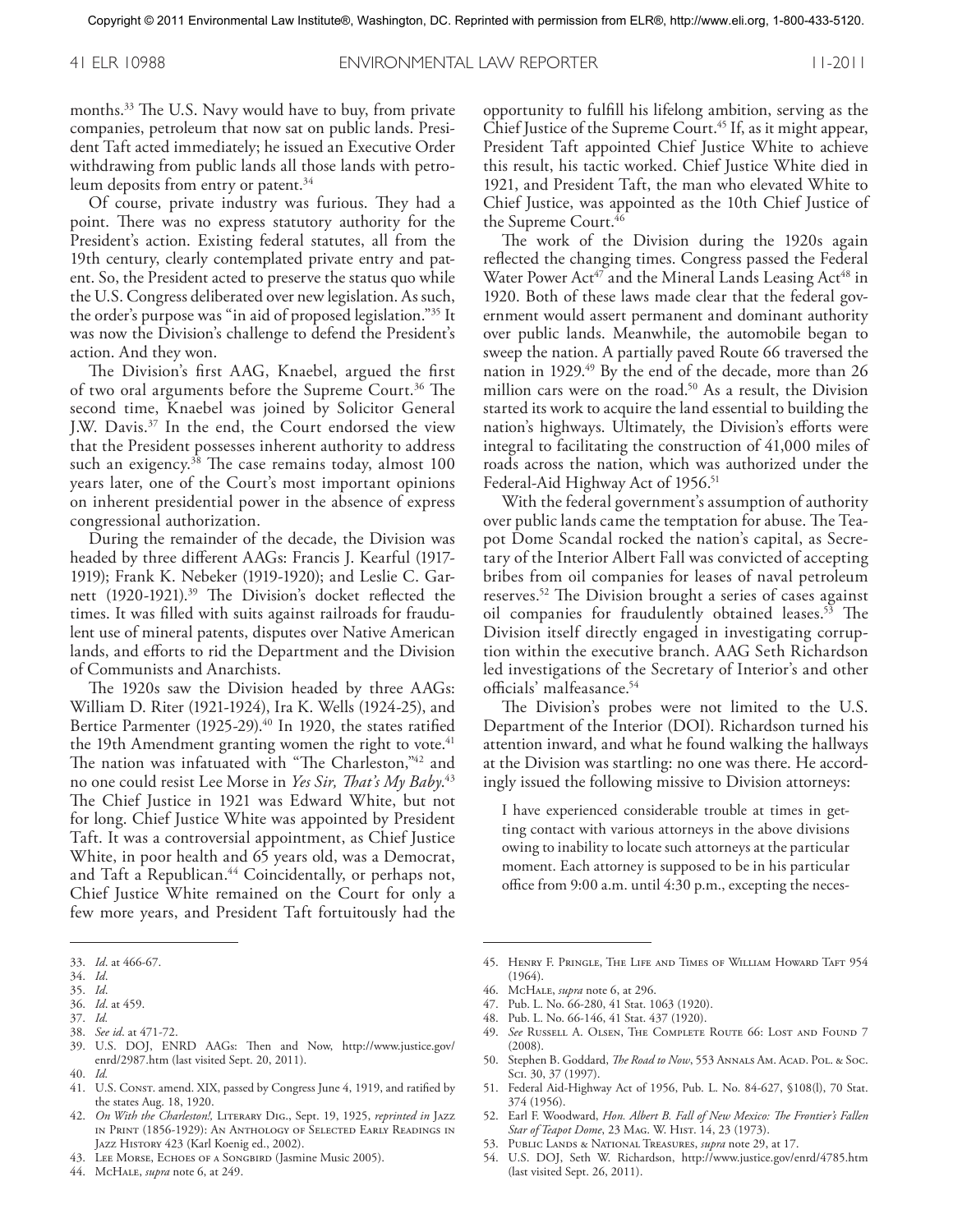months.[33] The U.S. Navy would have to buy, from private companies, petroleum that now sat on public lands. President Taft acted immediately; he issued an Executive Order withdrawing from public lands all those lands with petroleum deposits from entry or patent.[34]

Of course, private industry was furious. They had a point. There was no express statutory authority for the President's action. Existing federal statutes, all from the 19th century, clearly contemplated private entry and patent. So, the President acted to preserve the status quo while the U.S. Congress deliberated over new legislation. As such, the order's purpose was "in aid of proposed legislation."[35] It was now the Division's challenge to defend the President's action. And they won.

The Division's first AAG, Knaebel, argued the first of two oral arguments before the Supreme Court.[36] The second time, Knaebel was joined by Solicitor General J.W. Davis.[37] In the end, the Court endorsed the view that the President possesses inherent authority to address such an exigency.[38] The case remains today, almost 100 years later, one of the Court's most important opinions on inherent presidential power in the absence of express congressional authorization.

During the remainder of the decade, the Division was headed by three different AAGs: Francis J. Kearful (1917-1919); Frank K. Nebeker (1919-1920); and Leslie C. Garnett (1920-1921).[39] The Division's docket reflected the times. It was filled with suits against railroads for fraudulent use of mineral patents, disputes over Native American lands, and efforts to rid the Department and the Division of Communists and Anarchists.

The 1920s saw the Division headed by three AAGs: William D. Riter (1921-1924), Ira K. Wells (1924-25), and Bertice Parmenter (1925-29).[40] In 1920, the states ratified the 19th Amendment granting women the right to vote.[41] The nation was infatuated with "The Charleston,"[42] and no one could resist Lee Morse in *Yes Sir, That's My Baby*.[43] The Chief Justice in 1921 was Edward White, but not for long. Chief Justice White was appointed by President Taft. It was a controversial appointment, as Chief Justice White, in poor health and 65 years old, was a Democrat, and Taft a Republican.[44] Coincidentally, or perhaps not, Chief Justice White remained on the Court for only a few more years, and President Taft fortuitously had the opportunity to fulfill his lifelong ambition, serving as the Chief Justice of the Supreme Court.[45] If, as it might appear, President Taft appointed Chief Justice White to achieve this result, his tactic worked. Chief Justice White died in 1921, and President Taft, the man who elevated White to Chief Justice, was appointed as the 10th Chief Justice of the Supreme Court.[46]

The work of the Division during the 1920s again reflected the changing times. Congress passed the Federal Water Power Act[47] and the Mineral Lands Leasing Act[48] in 1920. Both of these laws made clear that the federal government would assert permanent and dominant authority over public lands. Meanwhile, the automobile began to sweep the nation. A partially paved Route 66 traversed the nation in 1929.[49] By the end of the decade, more than 26 million cars were on the road.[50] As a result, the Division started its work to acquire the land essential to building the nation's highways. Ultimately, the Division's efforts were integral to facilitating the construction of 41,000 miles of roads across the nation, which was authorized under the Federal-Aid Highway Act of 1956.[51]

With the federal government's assumption of authority over public lands came the temptation for abuse. The Teapot Dome Scandal rocked the nation's capital, as Secretary of the Interior Albert Fall was convicted of accepting bribes from oil companies for leases of naval petroleum reserves.[52] The Division brought a series of cases against oil companies for fraudulently obtained leases.[53] The Division itself directly engaged in investigating corruption within the executive branch. AAG Seth Richardson led investigations of the Secretary of Interior's and other officials' malfeasance.[54]

The Division's probes were not limited to the U.S. Department of the Interior (DOI). Richardson turned his attention inward, and what he found walking the hallways at the Division was startling: no one was there. He accordingly issued the following missive to Division attorneys:

> I have experienced considerable trouble at times in getting contact with various attorneys in the above divisions owing to inability to locate such attorneys at the particular moment. Each attorney is supposed to be in his particular office from 9:00 a.m. until 4:30 p.m., excepting the neces-

---

33. *Id*. at 466-67.
34. *Id*.
35. *Id*.
36. *Id*. at 459.
37. *Id*.
38. *See id*. at 471-72.
39. U.S. DOJ, ENRD AAGs: Then and Now, http://www.justice.gov/enrd/2987.htm (last visited Sept. 20, 2011).
40. *Id*.
41. U.S. Const. amend. XIX, passed by Congress June 4, 1919, and ratified by the states Aug. 18, 1920.
42. *On With the Charleston!,* Literary Dig., Sept. 19, 1925, *reprinted in* Jazz in Print (1856-1929): An Anthology of Selected Early Readings in Jazz History 423 (Karl Koenig ed., 2002).
43. Lee Morse, Echoes of a Songbird (Jasmine Music 2005).
44. McHale, *supra* note 6, at 249.
45. Henry F. Pringle, The Life and Times of William Howard Taft 954 (1964).
46. McHale, *supra* note 6, at 296.
47. Pub. L. No. 66-280, 41 Stat. 1063 (1920).
48. Pub. L. No. 66-146, 41 Stat. 437 (1920).
49. *See* Russell A. Olsen, The Complete Route 66: Lost and Found 7 (2008).
50. Stephen B. Goddard, *The Road to Now*, 553 Annals Am. Acad. Pol. & Soc. Sci. 30, 37 (1997).
51. Federal Aid-Highway Act of 1956, Pub. L. No. 84-627, §108(l), 70 Stat. 374 (1956).
52. Earl F. Woodward, *Hon. Albert B. Fall of New Mexico: The Frontier's Fallen Star of Teapot Dome*, 23 Mag. W. Hist. 14, 23 (1973).
53. Public Lands & National Treasures, *supra* note 29, at 17.
54. U.S. DOJ, Seth W. Richardson, http://www.justice.gov/enrd/4785.htm (last visited Sept. 26, 2011).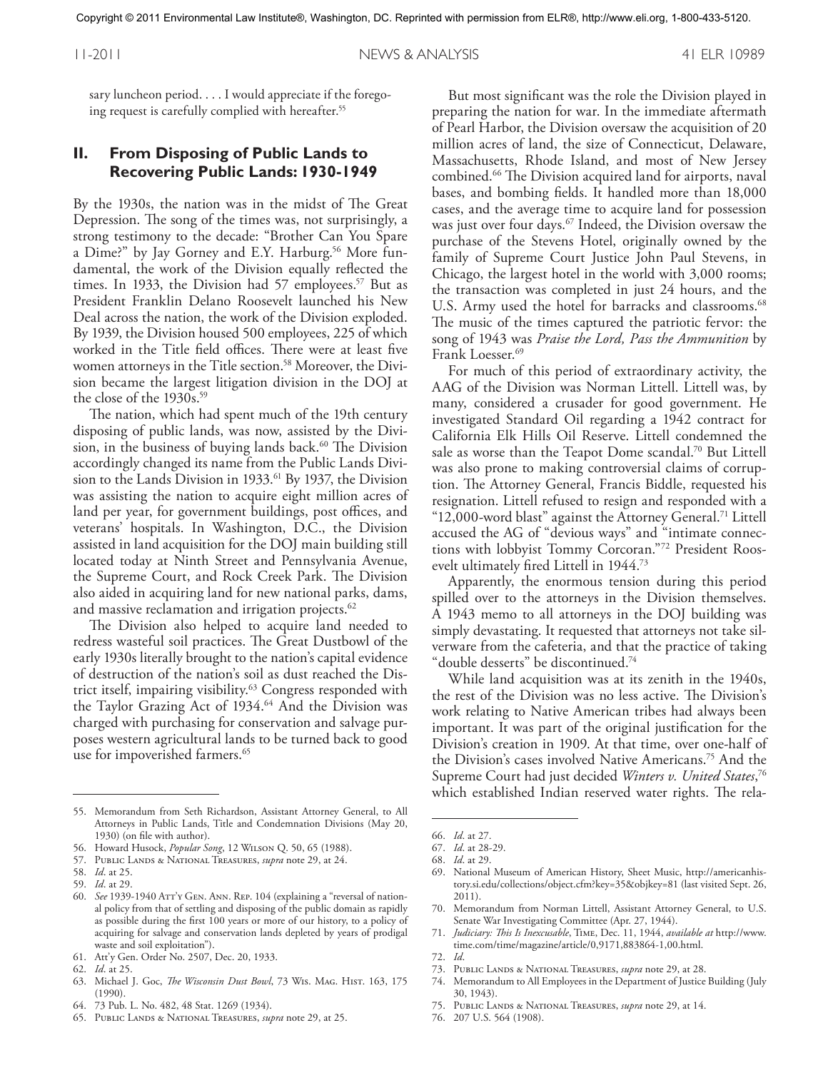sary luncheon period. . . . I would appreciate if the foregoing request is carefully complied with hereafter.[55]

## II. From Disposing of Public Lands to Recovering Public Lands: 1930-1949

By the 1930s, the nation was in the midst of The Great Depression. The song of the times was, not surprisingly, a strong testimony to the decade: "Brother Can You Spare a Dime?" by Jay Gorney and E.Y. Harburg.[56] More fundamental, the work of the Division equally reflected the times. In 1933, the Division had 57 employees.[57] But as President Franklin Delano Roosevelt launched his New Deal across the nation, the work of the Division exploded. By 1939, the Division housed 500 employees, 225 of which worked in the Title field offices. There were at least five women attorneys in the Title section.[58] Moreover, the Division became the largest litigation division in the DOJ at the close of the 1930s.[59]

The nation, which had spent much of the 19th century disposing of public lands, was now, assisted by the Division, in the business of buying lands back.[60] The Division accordingly changed its name from the Public Lands Division to the Lands Division in 1933.[61] By 1937, the Division was assisting the nation to acquire eight million acres of land per year, for government buildings, post offices, and veterans' hospitals. In Washington, D.C., the Division assisted in land acquisition for the DOJ main building still located today at Ninth Street and Pennsylvania Avenue, the Supreme Court, and Rock Creek Park. The Division also aided in acquiring land for new national parks, dams, and massive reclamation and irrigation projects.[62]

The Division also helped to acquire land needed to redress wasteful soil practices. The Great Dustbowl of the early 1930s literally brought to the nation's capital evidence of destruction of the nation's soil as dust reached the District itself, impairing visibility.[63] Congress responded with the Taylor Grazing Act of 1934.[64] And the Division was charged with purchasing for conservation and salvage purposes western agricultural lands to be turned back to good use for impoverished farmers.[65]

But most significant was the role the Division played in preparing the nation for war. In the immediate aftermath of Pearl Harbor, the Division oversaw the acquisition of 20 million acres of land, the size of Connecticut, Delaware, Massachusetts, Rhode Island, and most of New Jersey combined.[66] The Division acquired land for airports, naval bases, and bombing fields. It handled more than 18,000 cases, and the average time to acquire land for possession was just over four days.[67] Indeed, the Division oversaw the purchase of the Stevens Hotel, originally owned by the family of Supreme Court Justice John Paul Stevens, in Chicago, the largest hotel in the world with 3,000 rooms; the transaction was completed in just 24 hours, and the U.S. Army used the hotel for barracks and classrooms.[68] The music of the times captured the patriotic fervor: the song of 1943 was *Praise the Lord, Pass the Ammunition* by Frank Loesser.[69]

For much of this period of extraordinary activity, the AAG of the Division was Norman Littell. Littell was, by many, considered a crusader for good government. He investigated Standard Oil regarding a 1942 contract for California Elk Hills Oil Reserve. Littell condemned the sale as worse than the Teapot Dome scandal.[70] But Littell was also prone to making controversial claims of corruption. The Attorney General, Francis Biddle, requested his resignation. Littell refused to resign and responded with a "12,000-word blast" against the Attorney General.[71] Littell accused the AG of "devious ways" and "intimate connections with lobbyist Tommy Corcoran."[72] President Roosevelt ultimately fired Littell in 1944.[73]

Apparently, the enormous tension during this period spilled over to the attorneys in the Division themselves. A 1943 memo to all attorneys in the DOJ building was simply devastating. It requested that attorneys not take silverware from the cafeteria, and that the practice of taking "double desserts" be discontinued.[74]

While land acquisition was at its zenith in the 1940s, the rest of the Division was no less active. The Division's work relating to Native American tribes had always been important. It was part of the original justification for the Division's creation in 1909. At that time, over one-half of the Division's cases involved Native Americans.[75] And the Supreme Court had just decided *Winters v. United States*,[76] which established Indian reserved water rights. The rela-

---

55. Memorandum from Seth Richardson, Assistant Attorney General, to All Attorneys in Public Lands, Title and Condemnation Divisions (May 20, 1930) (on file with author).
56. Howard Husock, *Popular Song*, 12 Wilson Q. 50, 65 (1988).
57. Public Lands & National Treasures, *supra* note 29, at 24.
58. *Id*. at 25.
59. *Id*. at 29.
60. *See* 1939-1940 Att'y Gen. Ann. Rep. 104 (explaining a "reversal of national policy from that of settling and disposing of the public domain as rapidly as possible during the first 100 years or more of our history, to a policy of acquiring for salvage and conservation lands depleted by years of prodigal waste and soil exploitation").
61. Att'y Gen. Order No. 2507, Dec. 20, 1933.
62. *Id*. at 25.
63. Michael J. Goc, *The Wisconsin Dust Bowl*, 73 Wis. Mag. Hist. 163, 175 (1990).
64. 73 Pub. L. No. 482, 48 Stat. 1269 (1934).
65. Public Lands & National Treasures, *supra* note 29, at 25.
66. *Id*. at 27.
67. *Id*. at 28-29.
68. *Id*. at 29.
69. National Museum of American History, Sheet Music, http://americanhistory.si.edu/collections/object.cfm?key=35&objkey=81 (last visited Sept. 26, 2011).
70. Memorandum from Norman Littell, Assistant Attorney General, to U.S. Senate War Investigating Committee (Apr. 27, 1944).
71. *Judiciary: This Is Inexcusable*, Time, Dec. 11, 1944, *available at* http://www.time.com/time/magazine/article/0,9171,883864-1,00.html.
72. *Id*.
73. Public Lands & National Treasures, *supra* note 29, at 28.
74. Memorandum to All Employees in the Department of Justice Building (July 30, 1943).
75. Public Lands & National Treasures, *supra* note 29, at 14.
76. 207 U.S. 564 (1908).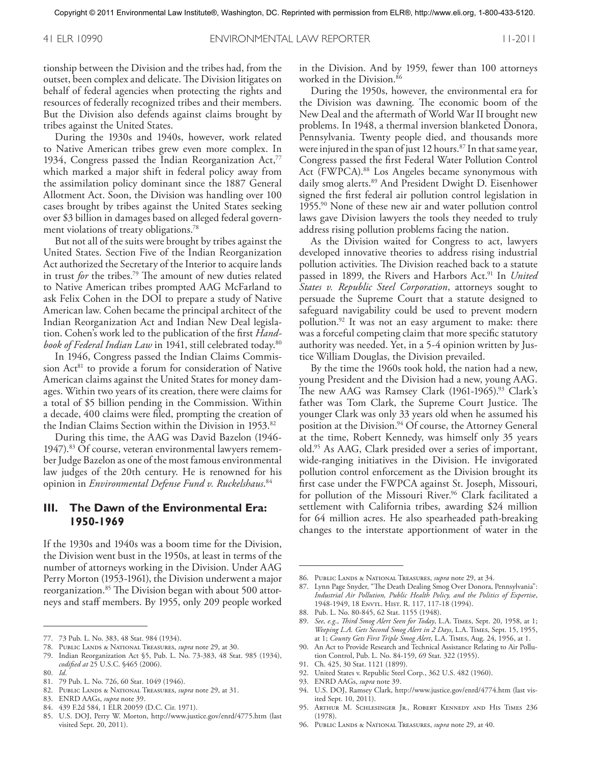tionship between the Division and the tribes had, from the outset, been complex and delicate. The Division litigates on behalf of federal agencies when protecting the rights and resources of federally recognized tribes and their members. But the Division also defends against claims brought by tribes against the United States.

During the 1930s and 1940s, however, work related to Native American tribes grew even more complex. In 1934, Congress passed the Indian Reorganization Act,[77] which marked a major shift in federal policy away from the assimilation policy dominant since the 1887 General Allotment Act. Soon, the Division was handling over 100 cases brought by tribes against the United States seeking over $3 billion in damages based on alleged federal government violations of treaty obligations.[78]

But not all of the suits were brought by tribes against the United States. Section Five of the Indian Reorganization Act authorized the Secretary of the Interior to acquire lands in trust *for* the tribes.[79] The amount of new duties related to Native American tribes prompted AAG McFarland to ask Felix Cohen in the DOI to prepare a study of Native American law. Cohen became the principal architect of the Indian Reorganization Act and Indian New Deal legislation. Cohen's work led to the publication of the first *Handbook of Federal Indian Law* in 1941, still celebrated today.[80]

In 1946, Congress passed the Indian Claims Commission Act[81] to provide a forum for consideration of Native American claims against the United States for money damages. Within two years of its creation, there were claims for a total of $5 billion pending in the Commission. Within a decade, 400 claims were filed, prompting the creation of the Indian Claims Section within the Division in 1953.[82]

During this time, the AAG was David Bazelon (1946-1947).[83] Of course, veteran environmental lawyers remember Judge Bazelon as one of the most famous environmental law judges of the 20th century. He is renowned for his opinion in *Environmental Defense Fund v. Ruckelshaus*.[84]

## III. The Dawn of the Environmental Era: 1950-1969

If the 1930s and 1940s was a boom time for the Division, the Division went bust in the 1950s, at least in terms of the number of attorneys working in the Division. Under AAG Perry Morton (1953-1961), the Division underwent a major reorganization.[85] The Division began with about 500 attorneys and staff members. By 1955, only 209 people worked in the Division. And by 1959, fewer than 100 attorneys worked in the Division.[86]

During the 1950s, however, the environmental era for the Division was dawning. The economic boom of the New Deal and the aftermath of World War II brought new problems. In 1948, a thermal inversion blanketed Donora, Pennsylvania. Twenty people died, and thousands more were injured in the span of just 12 hours.[87] In that same year, Congress passed the first Federal Water Pollution Control Act (FWPCA).[88] Los Angeles became synonymous with daily smog alerts.[89] And President Dwight D. Eisenhower signed the first federal air pollution control legislation in 1955.[90] None of these new air and water pollution control laws gave Division lawyers the tools they needed to truly address rising pollution problems facing the nation.

As the Division waited for Congress to act, lawyers developed innovative theories to address rising industrial pollution activities. The Division reached back to a statute passed in 1899, the Rivers and Harbors Act.[91] In *United States v. Republic Steel Corporation*, attorneys sought to persuade the Supreme Court that a statute designed to safeguard navigability could be used to prevent modern pollution.[92] It was not an easy argument to make: there was a forceful competing claim that more specific statutory authority was needed. Yet, in a 5-4 opinion written by Justice William Douglas, the Division prevailed.

By the time the 1960s took hold, the nation had a new, young President and the Division had a new, young AAG. The new AAG was Ramsey Clark (1961-1965).[93] Clark's father was Tom Clark, the Supreme Court Justice. The younger Clark was only 33 years old when he assumed his position at the Division.[94] Of course, the Attorney General at the time, Robert Kennedy, was himself only 35 years old.[95] As AAG, Clark presided over a series of important, wide-ranging initiatives in the Division. He invigorated pollution control enforcement as the Division brought its first case under the FWPCA against St. Joseph, Missouri, for pollution of the Missouri River.[96] Clark facilitated a settlement with California tribes, awarding $24 million for 64 million acres. He also spearheaded path-breaking changes to the interstate apportionment of water in the

---

77. 73 Pub. L. No. 383, 48 Stat. 984 (1934).
78. Public Lands & National Treasures, *supra* note 29, at 30.
79. Indian Reorganization Act §5, Pub. L. No. 73-383, 48 Stat. 985 (1934), *codified at* 25 U.S.C. §465 (2006).
80. *Id*.
81. 79 Pub. L. No. 726, 60 Stat. 1049 (1946).
82. Public Lands & National Treasures, *supra* note 29, at 31.
83. ENRD AAGs, *supra* note 39.
84. 439 F.2d 584, 1 ELR 20059 (D.C. Cir. 1971).
85. U.S. DOJ, Perry W. Morton, http://www.justice.gov/enrd/4775.htm (last visited Sept. 20, 2011).
86. Public Lands & National Treasures, *supra* note 29, at 34.
87. Lynn Page Snyder, "The Death Dealing Smog Over Donora, Pennsylvania": *Industrial Air Pollution, Public Health Policy, and the Politics of Expertise*, 1948-1949, 18 Envtl. Hist. R. 117, 117-18 (1994).
88. Pub. L. No. 80-845, 62 Stat. 1155 (1948).
89. *See, e.g.*, *Third Smog Alert Seen for Today*, L.A. Times, Sept. 20, 1958, at 1; *Weeping L.A. Gets Second Smog Alert in 2 Days*, L.A. Times, Sept. 15, 1955, at 1; *County Gets First Triple Smog Alert*, L.A. Times, Aug. 24, 1956, at 1.
90. An Act to Provide Research and Technical Assistance Relating to Air Pollution Control, Pub. L. No. 84-159, 69 Stat. 322 (1955).
91. Ch. 425, 30 Stat. 1121 (1899).
92. United States v. Republic Steel Corp., 362 U.S. 482 (1960).
93. ENRD AAGs, *supra* note 39.
94. U.S. DOJ, Ramsey Clark, http://www.justice.gov/enrd/4774.htm (last visited Sept. 10, 2011).
95. Arthur M. Schlesinger Jr., Robert Kennedy and His Times 236 (1978).
96. Public Lands & National Treasures, *supra* note 29, at 40.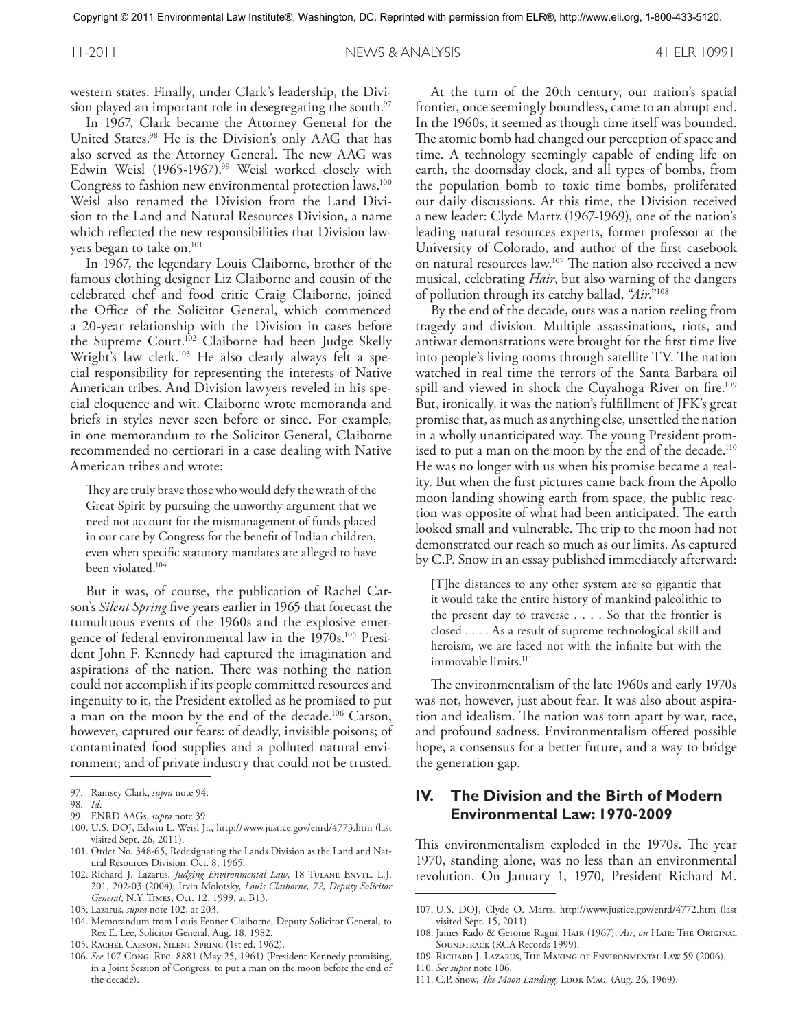western states. Finally, under Clark's leadership, the Division played an important role in desegregating the south.[97]

In 1967, Clark became the Attorney General for the United States.[98] He is the Division's only AAG that has also served as the Attorney General. The new AAG was Edwin Weisl (1965-1967).[99] Weisl worked closely with Congress to fashion new environmental protection laws.[100] Weisl also renamed the Division from the Land Division to the Land and Natural Resources Division, a name which reflected the new responsibilities that Division lawyers began to take on.[101]

In 1967, the legendary Louis Claiborne, brother of the famous clothing designer Liz Claiborne and cousin of the celebrated chef and food critic Craig Claiborne, joined the Office of the Solicitor General, which commenced a 20-year relationship with the Division in cases before the Supreme Court.[102] Claiborne had been Judge Skelly Wright's law clerk.[103] He also clearly always felt a special responsibility for representing the interests of Native American tribes. And Division lawyers reveled in his special eloquence and wit. Claiborne wrote memoranda and briefs in styles never seen before or since. For example, in one memorandum to the Solicitor General, Claiborne recommended no certiorari in a case dealing with Native American tribes and wrote:

> They are truly brave those who would defy the wrath of the Great Spirit by pursuing the unworthy argument that we need not account for the mismanagement of funds placed in our care by Congress for the benefit of Indian children, even when specific statutory mandates are alleged to have been violated.[104]

But it was, of course, the publication of Rachel Carson's *Silent Spring* five years earlier in 1965 that forecast the tumultuous events of the 1960s and the explosive emergence of federal environmental law in the 1970s.[105] President John F. Kennedy had captured the imagination and aspirations of the nation. There was nothing the nation could not accomplish if its people committed resources and ingenuity to it, the President extolled as he promised to put a man on the moon by the end of the decade.[106] Carson, however, captured our fears: of deadly, invisible poisons; of contaminated food supplies and a polluted natural environment; and of private industry that could not be trusted.

At the turn of the 20th century, our nation's spatial frontier, once seemingly boundless, came to an abrupt end. In the 1960s, it seemed as though time itself was bounded. The atomic bomb had changed our perception of space and time. A technology seemingly capable of ending life on earth, the doomsday clock, and all types of bombs, from the population bomb to toxic time bombs, proliferated our daily discussions. At this time, the Division received a new leader: Clyde Martz (1967-1969), one of the nation's leading natural resources experts, former professor at the University of Colorado, and author of the first casebook on natural resources law.[107] The nation also received a new musical, celebrating *Hair*, but also warning of the dangers of pollution through its catchy ballad, "*Air*."[108]

By the end of the decade, ours was a nation reeling from tragedy and division. Multiple assassinations, riots, and antiwar demonstrations were brought for the first time live into people's living rooms through satellite TV. The nation watched in real time the terrors of the Santa Barbara oil spill and viewed in shock the Cuyahoga River on fire.[109] But, ironically, it was the nation's fulfillment of JFK's great promise that, as much as anything else, unsettled the nation in a wholly unanticipated way. The young President promised to put a man on the moon by the end of the decade.[110] He was no longer with us when his promise became a reality. But when the first pictures came back from the Apollo moon landing showing earth from space, the public reaction was opposite of what had been anticipated. The earth looked small and vulnerable. The trip to the moon had not demonstrated our reach so much as our limits. As captured by C.P. Snow in an essay published immediately afterward:

> [T]he distances to any other system are so gigantic that it would take the entire history of mankind paleolithic to the present day to traverse . . . . So that the frontier is closed . . . . As a result of supreme technological skill and heroism, we are faced not with the infinite but with the immovable limits.[111]

The environmentalism of the late 1960s and early 1970s was not, however, just about fear. It was also about aspiration and idealism. The nation was torn apart by war, race, and profound sadness. Environmentalism offered possible hope, a consensus for a better future, and a way to bridge the generation gap.

## IV. The Division and the Birth of Modern Environmental Law: 1970-2009

This environmentalism exploded in the 1970s. The year 1970, standing alone, was no less than an environmental revolution. On January 1, 1970, President Richard M.

---

97. Ramsey Clark, *supra* note 94.
98. *Id*.
99. ENRD AAGs, *supra* note 39.
100. U.S. DOJ, Edwin L. Weisl Jr., http://www.justice.gov/enrd/4773.htm (last visited Sept. 26, 2011).
101. Order No. 348-65, Redesignating the Lands Division as the Land and Natural Resources Division, Oct. 8, 1965.
102. Richard J. Lazarus, *Judging Environmental Law*, 18 Tulane Envtl. L.J. 201, 202-03 (2004); Irvin Molotsky, *Louis Claiborne, 72, Deputy Solicitor General*, N.Y. Times, Oct. 12, 1999, at B13.
103. Lazarus, *supra* note 102, at 203.
104. Memorandum from Louis Fenner Claiborne, Deputy Solicitor General, to Rex E. Lee, Solicitor General, Aug. 18, 1982.
105. Rachel Carson, Silent Spring (1st ed. 1962).
106. *See* 107 Cong. Rec. 8881 (May 25, 1961) (President Kennedy promising, in a Joint Session of Congress, to put a man on the moon before the end of the decade).
107. U.S. DOJ, Clyde O. Martz, http://www.justice.gov/enrd/4772.htm (last visited Sept. 15, 2011).
108. James Rado & Gerome Ragni, Hair (1967); *Air*, *on* Hair: The Original Soundtrack (RCA Records 1999).
109. Richard J. Lazarus, The Making of Environmental Law 59 (2006).
110. *See supra* note 106.
111. C.P. Snow, *The Moon Landing*, Look Mag. (Aug. 26, 1969).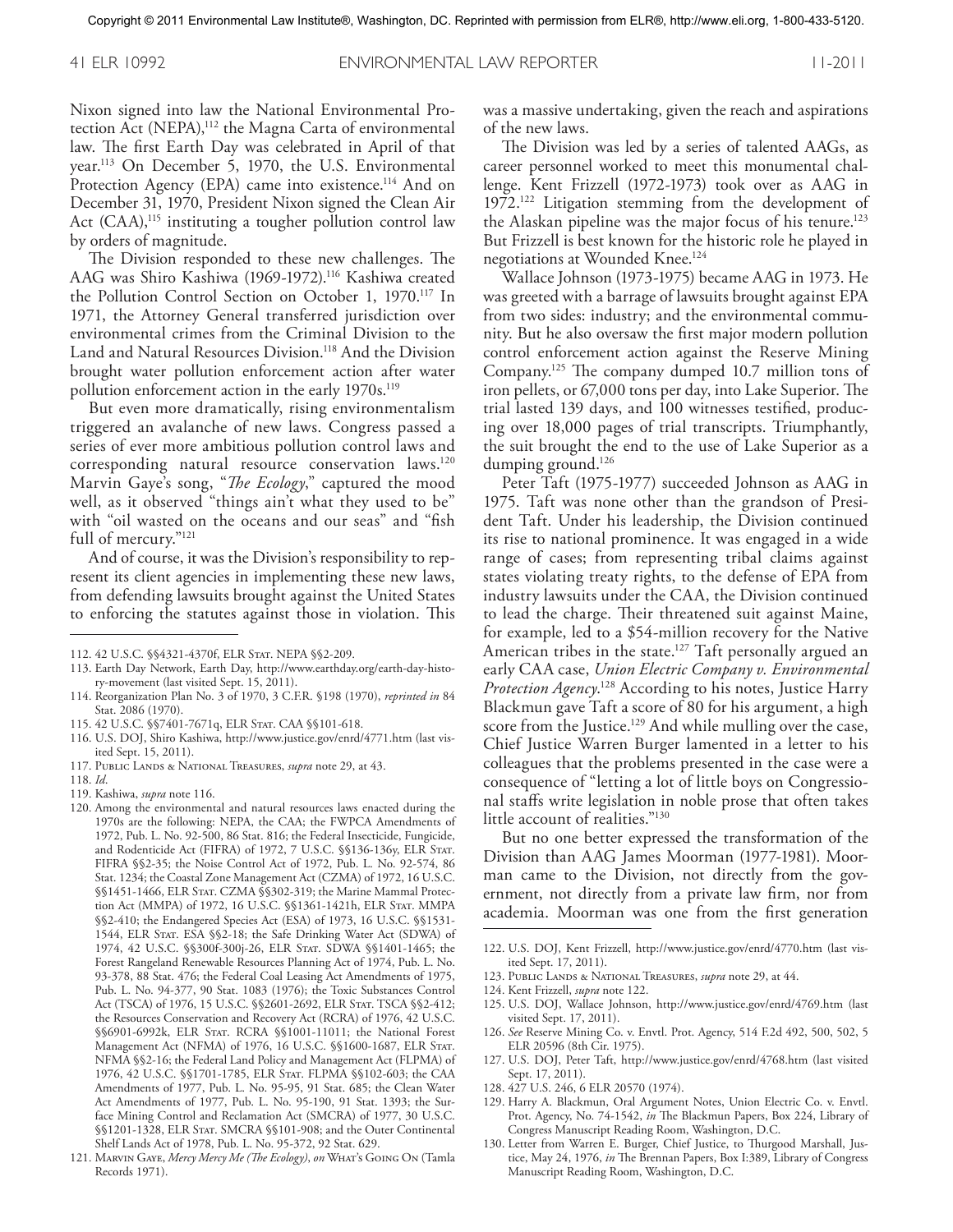Nixon signed into law the National Environmental Protection Act (NEPA),[112] the Magna Carta of environmental law. The first Earth Day was celebrated in April of that year.[113] On December 5, 1970, the U.S. Environmental Protection Agency (EPA) came into existence.[114] And on December 31, 1970, President Nixon signed the Clean Air Act (CAA),[115] instituting a tougher pollution control law by orders of magnitude.

The Division responded to these new challenges. The AAG was Shiro Kashiwa (1969-1972).[116] Kashiwa created the Pollution Control Section on October 1, 1970.[117] In 1971, the Attorney General transferred jurisdiction over environmental crimes from the Criminal Division to the Land and Natural Resources Division.[118] And the Division brought water pollution enforcement action after water pollution enforcement action in the early 1970s.[119]

But even more dramatically, rising environmentalism triggered an avalanche of new laws. Congress passed a series of ever more ambitious pollution control laws and corresponding natural resource conservation laws.[120] Marvin Gaye's song, "*The Ecology*," captured the mood well, as it observed "things ain't what they used to be" with "oil wasted on the oceans and our seas" and "fish full of mercury."[121]

And of course, it was the Division's responsibility to represent its client agencies in implementing these new laws, from defending lawsuits brought against the United States to enforcing the statutes against those in violation. This was a massive undertaking, given the reach and aspirations of the new laws.

The Division was led by a series of talented AAGs, as career personnel worked to meet this monumental challenge. Kent Frizzell (1972-1973) took over as AAG in 1972.[122] Litigation stemming from the development of the Alaskan pipeline was the major focus of his tenure.[123] But Frizzell is best known for the historic role he played in negotiations at Wounded Knee.[124]

Wallace Johnson (1973-1975) became AAG in 1973. He was greeted with a barrage of lawsuits brought against EPA from two sides: industry; and the environmental community. But he also oversaw the first major modern pollution control enforcement action against the Reserve Mining Company.[125] The company dumped 10.7 million tons of iron pellets, or 67,000 tons per day, into Lake Superior. The trial lasted 139 days, and 100 witnesses testified, producing over 18,000 pages of trial transcripts. Triumphantly, the suit brought the end to the use of Lake Superior as a dumping ground.[126]

Peter Taft (1975-1977) succeeded Johnson as AAG in 1975. Taft was none other than the grandson of President Taft. Under his leadership, the Division continued its rise to national prominence. It was engaged in a wide range of cases; from representing tribal claims against states violating treaty rights, to the defense of EPA from industry lawsuits under the CAA, the Division continued to lead the charge. Their threatened suit against Maine, for example, led to a $54-million recovery for the Native American tribes in the state.[127] Taft personally argued an early CAA case, *Union Electric Company v. Environmental Protection Agency*.[128] According to his notes, Justice Harry Blackmun gave Taft a score of 80 for his argument, a high score from the Justice.[129] And while mulling over the case, Chief Justice Warren Burger lamented in a letter to his colleagues that the problems presented in the case were a consequence of "letting a lot of little boys on Congressional staffs write legislation in noble prose that often takes little account of realities."[130]

But no one better expressed the transformation of the Division than AAG James Moorman (1977-1981). Moorman came to the Division, not directly from the government, not directly from a private law firm, nor from academia. Moorman was one from the first generation

---

112. 42 U.S.C. §§4321-4370f, ELR Stat. NEPA §§2-209.
113. Earth Day Network, Earth Day, http://www.earthday.org/earth-day-history-movement (last visited Sept. 15, 2011).
114. Reorganization Plan No. 3 of 1970, 3 C.F.R. §198 (1970), *reprinted in* 84 Stat. 2086 (1970).
115. 42 U.S.C. §§7401-7671q, ELR Stat. CAA §§101-618.
116. U.S. DOJ, Shiro Kashiwa, http://www.justice.gov/enrd/4771.htm (last visited Sept. 15, 2011).
117. Public Lands & National Treasures, *supra* note 29, at 43.
118. *Id.*
119. Kashiwa, *supra* note 116.
120. Among the environmental and natural resources laws enacted during the 1970s are the following: NEPA, the CAA; the FWPCA Amendments of 1972, Pub. L. No. 92-500, 86 Stat. 816; the Federal Insecticide, Fungicide, and Rodenticide Act (FIFRA) of 1972, 7 U.S.C. §§136-136y, ELR Stat. FIFRA §§2-35; the Noise Control Act of 1972, Pub. L. No. 92-574, 86 Stat. 1234; the Coastal Zone Management Act (CZMA) of 1972, 16 U.S.C. §§1451-1466, ELR Stat. CZMA §§302-319; the Marine Mammal Protection Act (MMPA) of 1972, 16 U.S.C. §§1361-1421h, ELR Stat. MMPA §§2-410; the Endangered Species Act (ESA) of 1973, 16 U.S.C. §§1531-1544, ELR Stat. ESA §§2-18; the Safe Drinking Water Act (SDWA) of 1974, 42 U.S.C. §§300f-300j-26, ELR Stat. SDWA §§1401-1465; the Forest Rangeland Renewable Resources Planning Act of 1974, Pub. L. No. 93-378, 88 Stat. 476; the Federal Coal Leasing Act Amendments of 1975, Pub. L. No. 94-377, 90 Stat. 1083 (1976); the Toxic Substances Control Act (TSCA) of 1976, 15 U.S.C. §§2601-2692, ELR Stat. TSCA §§2-412; the Resources Conservation and Recovery Act (RCRA) of 1976, 42 U.S.C. §§6901-6992k, ELR Stat. RCRA §§1001-11011; the National Forest Management Act (NFMA) of 1976, 16 U.S.C. §§1600-1687, ELR Stat. NFMA §§2-16; the Federal Land Policy and Management Act (FLPMA) of 1976, 42 U.S.C. §§1701-1785, ELR Stat. FLPMA §§102-603; the CAA Amendments of 1977, Pub. L. No. 95-95, 91 Stat. 685; the Clean Water Act Amendments of 1977, Pub. L. No. 95-190, 91 Stat. 1393; the Surface Mining Control and Reclamation Act (SMCRA) of 1977, 30 U.S.C. §§1201-1328, ELR Stat. SMCRA §§101-908; and the Outer Continental Shelf Lands Act of 1978, Pub. L. No. 95-372, 92 Stat. 629.
121. Marvin Gaye, *Mercy Mercy Me (The Ecology)*, *on* What's Going On (Tamla Records 1971).
122. U.S. DOJ, Kent Frizzell, http://www.justice.gov/enrd/4770.htm (last visited Sept. 17, 2011).
123. Public Lands & National Treasures, *supra* note 29, at 44.
124. Kent Frizzell, *supra* note 122.
125. U.S. DOJ, Wallace Johnson, http://www.justice.gov/enrd/4769.htm (last visited Sept. 17, 2011).
126. *See* Reserve Mining Co. v. Envtl. Prot. Agency, 514 F.2d 492, 500, 502, 5 ELR 20596 (8th Cir. 1975).
127. U.S. DOJ, Peter Taft, http://www.justice.gov/enrd/4768.htm (last visited Sept. 17, 2011).
128. 427 U.S. 246, 6 ELR 20570 (1974).
129. Harry A. Blackmun, Oral Argument Notes, Union Electric Co. v. Envtl. Prot. Agency, No. 74-1542, *in* The Blackmun Papers, Box 224, Library of Congress Manuscript Reading Room, Washington, D.C.
130. Letter from Warren E. Burger, Chief Justice, to Thurgood Marshall, Justice, May 24, 1976, *in* The Brennan Papers, Box I:389, Library of Congress Manuscript Reading Room, Washington, D.C.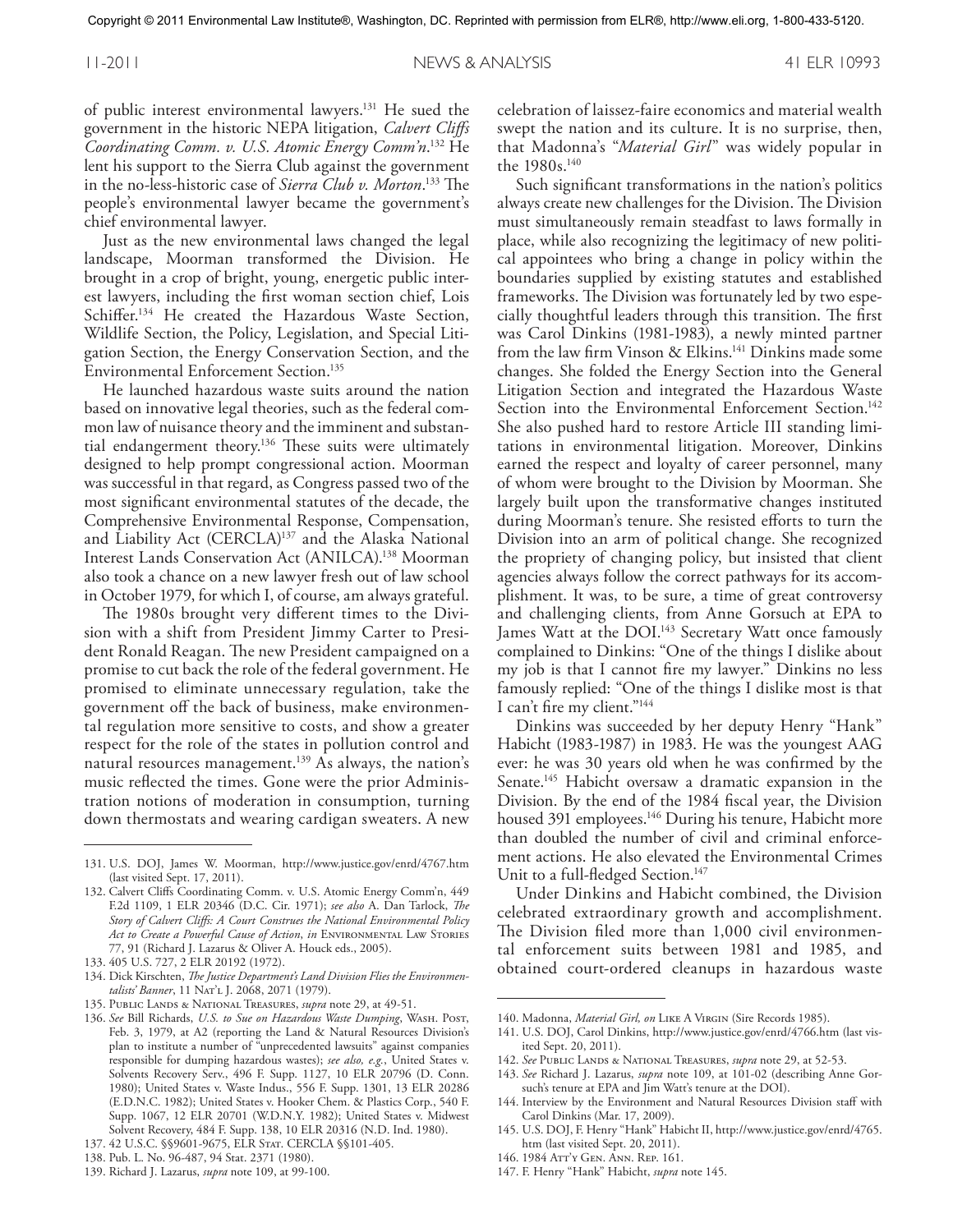of public interest environmental lawyers.[131] He sued the government in the historic NEPA litigation, *Calvert Cliffs Coordinating Comm. v. U.S. Atomic Energy Comm'n*.[132] He lent his support to the Sierra Club against the government in the no-less-historic case of *Sierra Club v. Morton*.[133] The people's environmental lawyer became the government's chief environmental lawyer.

Just as the new environmental laws changed the legal landscape, Moorman transformed the Division. He brought in a crop of bright, young, energetic public interest lawyers, including the first woman section chief, Lois Schiffer.[134] He created the Hazardous Waste Section, Wildlife Section, the Policy, Legislation, and Special Litigation Section, the Energy Conservation Section, and the Environmental Enforcement Section.[135]

He launched hazardous waste suits around the nation based on innovative legal theories, such as the federal common law of nuisance theory and the imminent and substantial endangerment theory.[136] These suits were ultimately designed to help prompt congressional action. Moorman was successful in that regard, as Congress passed two of the most significant environmental statutes of the decade, the Comprehensive Environmental Response, Compensation, and Liability Act (CERCLA)[137] and the Alaska National Interest Lands Conservation Act (ANILCA).[138] Moorman also took a chance on a new lawyer fresh out of law school in October 1979, for which I, of course, am always grateful.

The 1980s brought very different times to the Division with a shift from President Jimmy Carter to President Ronald Reagan. The new President campaigned on a promise to cut back the role of the federal government. He promised to eliminate unnecessary regulation, take the government off the back of business, make environmental regulation more sensitive to costs, and show a greater respect for the role of the states in pollution control and natural resources management.[139] As always, the nation's music reflected the times. Gone were the prior Administration notions of moderation in consumption, turning down thermostats and wearing cardigan sweaters. A new celebration of laissez-faire economics and material wealth swept the nation and its culture. It is no surprise, then, that Madonna's "*Material Girl*" was widely popular in the 1980s.[140]

Such significant transformations in the nation's politics always create new challenges for the Division. The Division must simultaneously remain steadfast to laws formally in place, while also recognizing the legitimacy of new political appointees who bring a change in policy within the boundaries supplied by existing statutes and established frameworks. The Division was fortunately led by two especially thoughtful leaders through this transition. The first was Carol Dinkins (1981-1983), a newly minted partner from the law firm Vinson & Elkins.[141] Dinkins made some changes. She folded the Energy Section into the General Litigation Section and integrated the Hazardous Waste Section into the Environmental Enforcement Section.[142] She also pushed hard to restore Article III standing limitations in environmental litigation. Moreover, Dinkins earned the respect and loyalty of career personnel, many of whom were brought to the Division by Moorman. She largely built upon the transformative changes instituted during Moorman's tenure. She resisted efforts to turn the Division into an arm of political change. She recognized the propriety of changing policy, but insisted that client agencies always follow the correct pathways for its accomplishment. It was, to be sure, a time of great controversy and challenging clients, from Anne Gorsuch at EPA to James Watt at the DOI.[143] Secretary Watt once famously complained to Dinkins: "One of the things I dislike about my job is that I cannot fire my lawyer." Dinkins no less famously replied: "One of the things I dislike most is that I can't fire my client."[144]

Dinkins was succeeded by her deputy Henry "Hank" Habicht (1983-1987) in 1983. He was the youngest AAG ever: he was 30 years old when he was confirmed by the Senate.[145] Habicht oversaw a dramatic expansion in the Division. By the end of the 1984 fiscal year, the Division housed 391 employees.[146] During his tenure, Habicht more than doubled the number of civil and criminal enforcement actions. He also elevated the Environmental Crimes Unit to a full-fledged Section.[147]

Under Dinkins and Habicht combined, the Division celebrated extraordinary growth and accomplishment. The Division filed more than 1,000 civil environmental enforcement suits between 1981 and 1985, and obtained court-ordered cleanups in hazardous waste

---

131. U.S. DOJ, James W. Moorman, http://www.justice.gov/enrd/4767.htm (last visited Sept. 17, 2011).
132. Calvert Cliffs Coordinating Comm. v. U.S. Atomic Energy Comm'n, 449 F.2d 1109, 1 ELR 20346 (D.C. Cir. 1971); *see also* A. Dan Tarlock, *The Story of Calvert Cliffs: A Court Construes the National Environmental Policy Act to Create a Powerful Cause of Action*, *in* Environmental Law Stories 77, 91 (Richard J. Lazarus & Oliver A. Houck eds., 2005).
133. 405 U.S. 727, 2 ELR 20192 (1972).
134. Dick Kirschten, *The Justice Department's Land Division Flies the Environmentalists' Banner*, 11 Nat'l J. 2068, 2071 (1979).
135. Public Lands & National Treasures, *supra* note 29, at 49-51.
136. *See* Bill Richards, *U.S. to Sue on Hazardous Waste Dumping*, Wash. Post, Feb. 3, 1979, at A2 (reporting the Land & Natural Resources Division's plan to institute a number of "unprecedented lawsuits" against companies responsible for dumping hazardous wastes); *see also, e.g.*, United States v. Solvents Recovery Serv., 496 F. Supp. 1127, 10 ELR 20796 (D. Conn. 1980); United States v. Waste Indus., 556 F. Supp. 1301, 13 ELR 20286 (E.D.N.C. 1982); United States v. Hooker Chem. & Plastics Corp., 540 F. Supp. 1067, 12 ELR 20701 (W.D.N.Y. 1982); United States v. Midwest Solvent Recovery, 484 F. Supp. 138, 10 ELR 20316 (N.D. Ind. 1980).
137. 42 U.S.C. §§9601-9675, ELR Stat. CERCLA §§101-405.
138. Pub. L. No. 96-487, 94 Stat. 2371 (1980).
139. Richard J. Lazarus, *supra* note 109, at 99-100.
140. Madonna, *Material Girl, on* Like A Virgin (Sire Records 1985).
141. U.S. DOJ, Carol Dinkins, http://www.justice.gov/enrd/4766.htm (last visited Sept. 20, 2011).
142. *See* Public Lands & National Treasures, *supra* note 29, at 52-53.
143. *See* Richard J. Lazarus, *supra* note 109, at 101-02 (describing Anne Gorsuch's tenure at EPA and Jim Watt's tenure at the DOI).
144. Interview by the Environment and Natural Resources Division staff with Carol Dinkins (Mar. 17, 2009).
145. U.S. DOJ, F. Henry "Hank" Habicht II, http://www.justice.gov/enrd/4765.htm (last visited Sept. 20, 2011).
146. 1984 Att'y Gen. Ann. Rep. 161.
147. F. Henry "Hank" Habicht, *supra* note 145.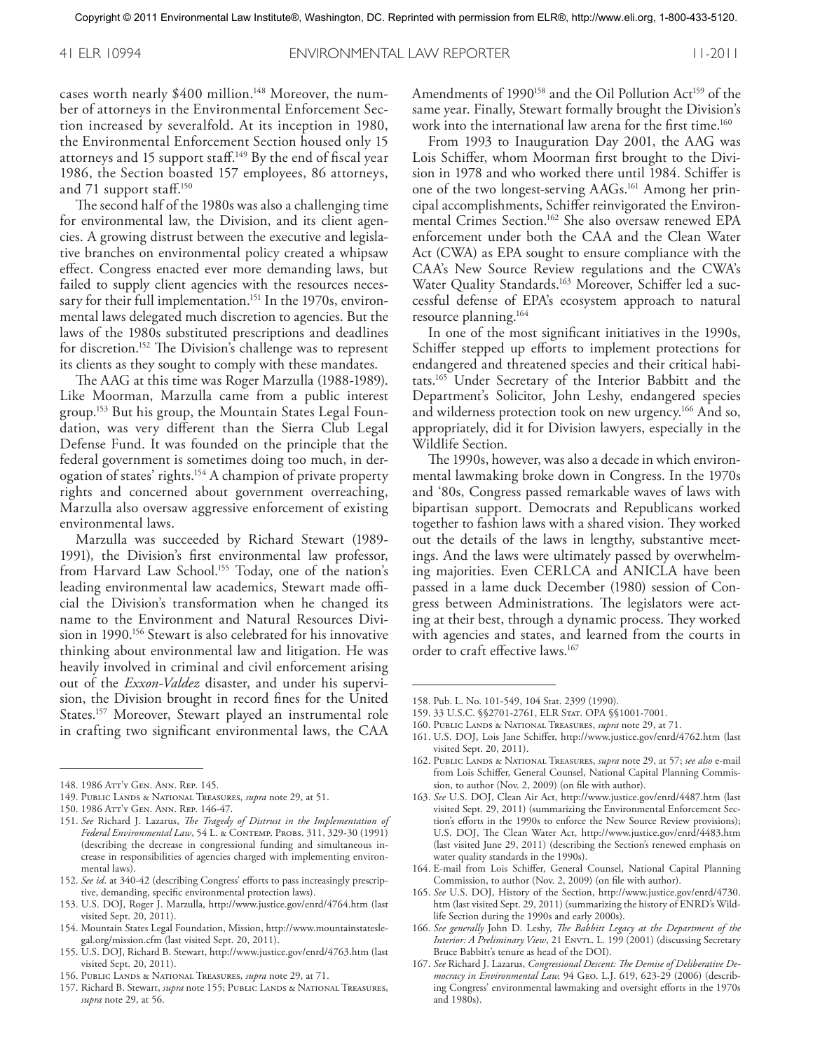cases worth nearly $400 million.[148] Moreover, the number of attorneys in the Environmental Enforcement Section increased by severalfold. At its inception in 1980, the Environmental Enforcement Section housed only 15 attorneys and 15 support staff.[149] By the end of fiscal year 1986, the Section boasted 157 employees, 86 attorneys, and 71 support staff.[150]

The second half of the 1980s was also a challenging time for environmental law, the Division, and its client agencies. A growing distrust between the executive and legislative branches on environmental policy created a whipsaw effect. Congress enacted ever more demanding laws, but failed to supply client agencies with the resources necessary for their full implementation.[151] In the 1970s, environmental laws delegated much discretion to agencies. But the laws of the 1980s substituted prescriptions and deadlines for discretion.[152] The Division's challenge was to represent its clients as they sought to comply with these mandates.

The AAG at this time was Roger Marzulla (1988-1989). Like Moorman, Marzulla came from a public interest group.[153] But his group, the Mountain States Legal Foundation, was very different than the Sierra Club Legal Defense Fund. It was founded on the principle that the federal government is sometimes doing too much, in derogation of states' rights.[154] A champion of private property rights and concerned about government overreaching, Marzulla also oversaw aggressive enforcement of existing environmental laws.

Marzulla was succeeded by Richard Stewart (1989-1991), the Division's first environmental law professor, from Harvard Law School.[155] Today, one of the nation's leading environmental law academics, Stewart made official the Division's transformation when he changed its name to the Environment and Natural Resources Division in 1990.[156] Stewart is also celebrated for his innovative thinking about environmental law and litigation. He was heavily involved in criminal and civil enforcement arising out of the *Exxon-Valdez* disaster, and under his supervision, the Division brought in record fines for the United States.[157] Moreover, Stewart played an instrumental role in crafting two significant environmental laws, the CAA Amendments of 1990[158] and the Oil Pollution Act[159] of the same year. Finally, Stewart formally brought the Division's work into the international law arena for the first time.[160]

From 1993 to Inauguration Day 2001, the AAG was Lois Schiffer, whom Moorman first brought to the Division in 1978 and who worked there until 1984. Schiffer is one of the two longest-serving AAGs.[161] Among her principal accomplishments, Schiffer reinvigorated the Environmental Crimes Section.[162] She also oversaw renewed EPA enforcement under both the CAA and the Clean Water Act (CWA) as EPA sought to ensure compliance with the CAA's New Source Review regulations and the CWA's Water Quality Standards.[163] Moreover, Schiffer led a successful defense of EPA's ecosystem approach to natural resource planning.[164]

In one of the most significant initiatives in the 1990s, Schiffer stepped up efforts to implement protections for endangered and threatened species and their critical habitats.[165] Under Secretary of the Interior Babbitt and the Department's Solicitor, John Leshy, endangered species and wilderness protection took on new urgency.[166] And so, appropriately, did it for Division lawyers, especially in the Wildlife Section.

The 1990s, however, was also a decade in which environmental lawmaking broke down in Congress. In the 1970s and '80s, Congress passed remarkable waves of laws with bipartisan support. Democrats and Republicans worked together to fashion laws with a shared vision. They worked out the details of the laws in lengthy, substantive meetings. And the laws were ultimately passed by overwhelming majorities. Even CERLCA and ANICLA have been passed in a lame duck December (1980) session of Congress between Administrations. The legislators were acting at their best, through a dynamic process. They worked with agencies and states, and learned from the courts in order to craft effective laws.[167]

---

148. 1986 Att'y Gen. Ann. Rep. 145.
149. Public Lands & National Treasures, *supra* note 29, at 51.
150. 1986 Att'y Gen. Ann. Rep. 146-47.
151. *See* Richard J. Lazarus, *The Tragedy of Distrust in the Implementation of Federal Environmental Law*, 54 L. & Contemp. Probs. 311, 329-30 (1991) (describing the decrease in congressional funding and simultaneous increase in responsibilities of agencies charged with implementing environmental laws).
152. *See id*. at 340-42 (describing Congress' efforts to pass increasingly prescriptive, demanding, specific environmental protection laws).
153. U.S. DOJ, Roger J. Marzulla, http://www.justice.gov/enrd/4764.htm (last visited Sept. 20, 2011).
154. Mountain States Legal Foundation, Mission, http://www.mountainstateslegal.org/mission.cfm (last visited Sept. 20, 2011).
155. U.S. DOJ, Richard B. Stewart, http://www.justice.gov/enrd/4763.htm (last visited Sept. 20, 2011).
156. Public Lands & National Treasures, *supra* note 29, at 71.
157. Richard B. Stewart, *supra* note 155; Public Lands & National Treasures, *supra* note 29, at 56.
158. Pub. L. No. 101-549, 104 Stat. 2399 (1990).
159. 33 U.S.C. §§2701-2761, ELR Stat. OPA §§1001-7001.
160. Public Lands & National Treasures, *supra* note 29, at 71.
161. U.S. DOJ, Lois Jane Schiffer, http://www.justice.gov/enrd/4762.htm (last visited Sept. 20, 2011).
162. Public Lands & National Treasures, *supra* note 29, at 57; *see also* e-mail from Lois Schiffer, General Counsel, National Capital Planning Commission, to author (Nov. 2, 2009) (on file with author).
163. *See* U.S. DOJ, Clean Air Act, http://www.justice.gov/enrd/4487.htm (last visited Sept. 29, 2011) (summarizing the Environmental Enforcement Section's efforts in the 1990s to enforce the New Source Review provisions); U.S. DOJ, The Clean Water Act, http://www.justice.gov/enrd/4483.htm (last visited June 29, 2011) (describing the Section's renewed emphasis on water quality standards in the 1990s).
164. E-mail from Lois Schiffer, General Counsel, National Capital Planning Commission, to author (Nov. 2, 2009) (on file with author).
165. *See* U.S. DOJ, History of the Section, http://www.justice.gov/enrd/4730.htm (last visited Sept. 29, 2011) (summarizing the history of ENRD's Wildlife Section during the 1990s and early 2000s).
166. *See generally* John D. Leshy, *The Babbitt Legacy at the Department of the Interior: A Preliminary View*, 21 Envtl. L. 199 (2001) (discussing Secretary Bruce Babbitt's tenure as head of the DOI).
167. *See* Richard J. Lazarus, *Congressional Descent: The Demise of Deliberative Democracy in Environmental Law*, 94 Geo. L.J. 619, 623-29 (2006) (describing Congress' environmental lawmaking and oversight efforts in the 1970s and 1980s).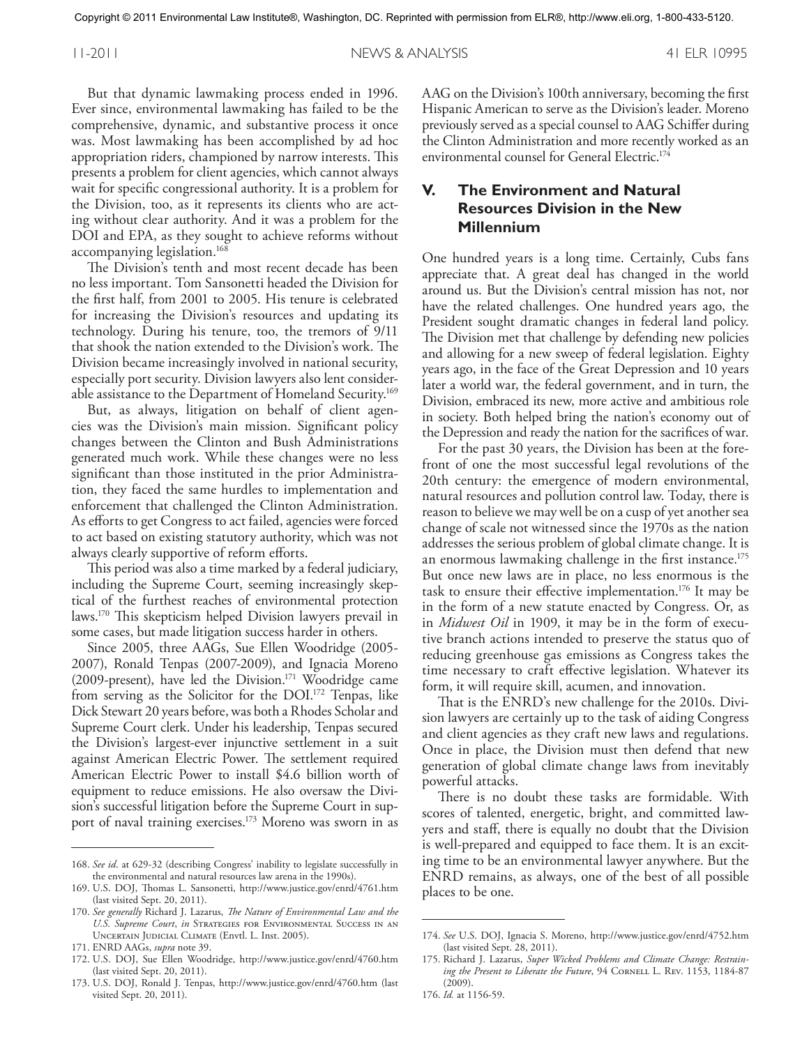But that dynamic lawmaking process ended in 1996. Ever since, environmental lawmaking has failed to be the comprehensive, dynamic, and substantive process it once was. Most lawmaking has been accomplished by ad hoc appropriation riders, championed by narrow interests. This presents a problem for client agencies, which cannot always wait for specific congressional authority. It is a problem for the Division, too, as it represents its clients who are acting without clear authority. And it was a problem for the DOI and EPA, as they sought to achieve reforms without accompanying legislation.[168]

The Division's tenth and most recent decade has been no less important. Tom Sansonetti headed the Division for the first half, from 2001 to 2005. His tenure is celebrated for increasing the Division's resources and updating its technology. During his tenure, too, the tremors of 9/11 that shook the nation extended to the Division's work. The Division became increasingly involved in national security, especially port security. Division lawyers also lent considerable assistance to the Department of Homeland Security.[169]

But, as always, litigation on behalf of client agencies was the Division's main mission. Significant policy changes between the Clinton and Bush Administrations generated much work. While these changes were no less significant than those instituted in the prior Administration, they faced the same hurdles to implementation and enforcement that challenged the Clinton Administration. As efforts to get Congress to act failed, agencies were forced to act based on existing statutory authority, which was not always clearly supportive of reform efforts.

This period was also a time marked by a federal judiciary, including the Supreme Court, seeming increasingly skeptical of the furthest reaches of environmental protection laws.[170] This skepticism helped Division lawyers prevail in some cases, but made litigation success harder in others.

Since 2005, three AAGs, Sue Ellen Woodridge (2005-2007), Ronald Tenpas (2007-2009), and Ignacia Moreno (2009-present), have led the Division.[171] Woodridge came from serving as the Solicitor for the DOI.[172] Tenpas, like Dick Stewart 20 years before, was both a Rhodes Scholar and Supreme Court clerk. Under his leadership, Tenpas secured the Division's largest-ever injunctive settlement in a suit against American Electric Power. The settlement required American Electric Power to install $4.6 billion worth of equipment to reduce emissions. He also oversaw the Division's successful litigation before the Supreme Court in support of naval training exercises.[173] Moreno was sworn in as AAG on the Division's 100th anniversary, becoming the first Hispanic American to serve as the Division's leader. Moreno previously served as a special counsel to AAG Schiffer during the Clinton Administration and more recently worked as an environmental counsel for General Electric.[174]

## V. The Environment and Natural Resources Division in the New Millennium

One hundred years is a long time. Certainly, Cubs fans appreciate that. A great deal has changed in the world around us. But the Division's central mission has not, nor have the related challenges. One hundred years ago, the President sought dramatic changes in federal land policy. The Division met that challenge by defending new policies and allowing for a new sweep of federal legislation. Eighty years ago, in the face of the Great Depression and 10 years later a world war, the federal government, and in turn, the Division, embraced its new, more active and ambitious role in society. Both helped bring the nation's economy out of the Depression and ready the nation for the sacrifices of war.

For the past 30 years, the Division has been at the forefront of one the most successful legal revolutions of the 20th century: the emergence of modern environmental, natural resources and pollution control law. Today, there is reason to believe we may well be on a cusp of yet another sea change of scale not witnessed since the 1970s as the nation addresses the serious problem of global climate change. It is an enormous lawmaking challenge in the first instance.[175] But once new laws are in place, no less enormous is the task to ensure their effective implementation.[176] It may be in the form of a new statute enacted by Congress. Or, as in *Midwest Oil* in 1909, it may be in the form of executive branch actions intended to preserve the status quo of reducing greenhouse gas emissions as Congress takes the time necessary to craft effective legislation. Whatever its form, it will require skill, acumen, and innovation.

That is the ENRD's new challenge for the 2010s. Division lawyers are certainly up to the task of aiding Congress and client agencies as they craft new laws and regulations. Once in place, the Division must then defend that new generation of global climate change laws from inevitably powerful attacks.

There is no doubt these tasks are formidable. With scores of talented, energetic, bright, and committed lawyers and staff, there is equally no doubt that the Division is well-prepared and equipped to face them. It is an exciting time to be an environmental lawyer anywhere. But the ENRD remains, as always, one of the best of all possible places to be one.

---

168. *See id*. at 629-32 (describing Congress' inability to legislate successfully in the environmental and natural resources law arena in the 1990s).

169. U.S. DOJ, Thomas L. Sansonetti, http://www.justice.gov/enrd/4761.htm (last visited Sept. 20, 2011).

170. *See generally* Richard J. Lazarus, *The Nature of Environmental Law and the U.S. Supreme Court*, *in* Strategies for Environmental Success in an Uncertain Judicial Climate (Envtl. L. Inst. 2005).

171. ENRD AAGs, *supra* note 39.

172. U.S. DOJ, Sue Ellen Woodridge, http://www.justice.gov/enrd/4760.htm (last visited Sept. 20, 2011).

173. U.S. DOJ, Ronald J. Tenpas, http://www.justice.gov/enrd/4760.htm (last visited Sept. 20, 2011).

174. *See* U.S. DOJ, Ignacia S. Moreno, http://www.justice.gov/enrd/4752.htm (last visited Sept. 28, 2011).

175. Richard J. Lazarus, *Super Wicked Problems and Climate Change: Restraining the Present to Liberate the Future*, 94 Cornell L. Rev. 1153, 1184-87 (2009).

176. *Id.* at 1156-59.